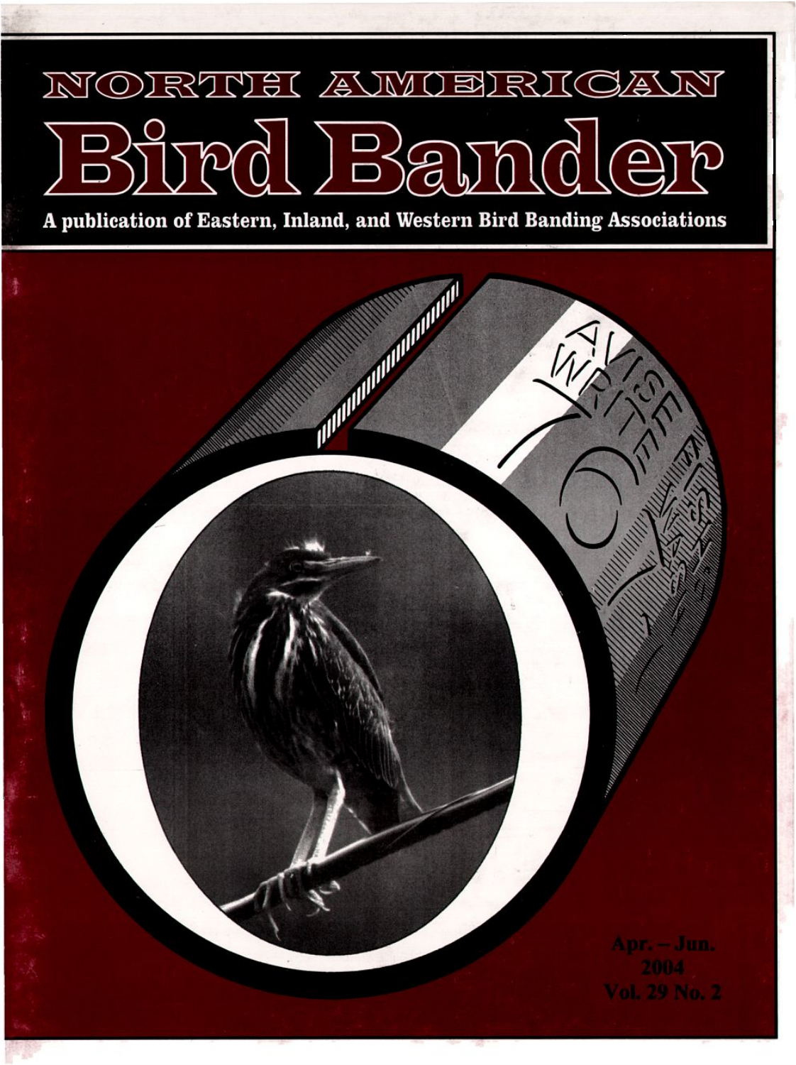# NORTH AMERICAN

# Bird Bander

A publication of Eastern, Inland, and Western Bird Banding Associations

Apr. – Jun.
2004
Vol. 29 No. 2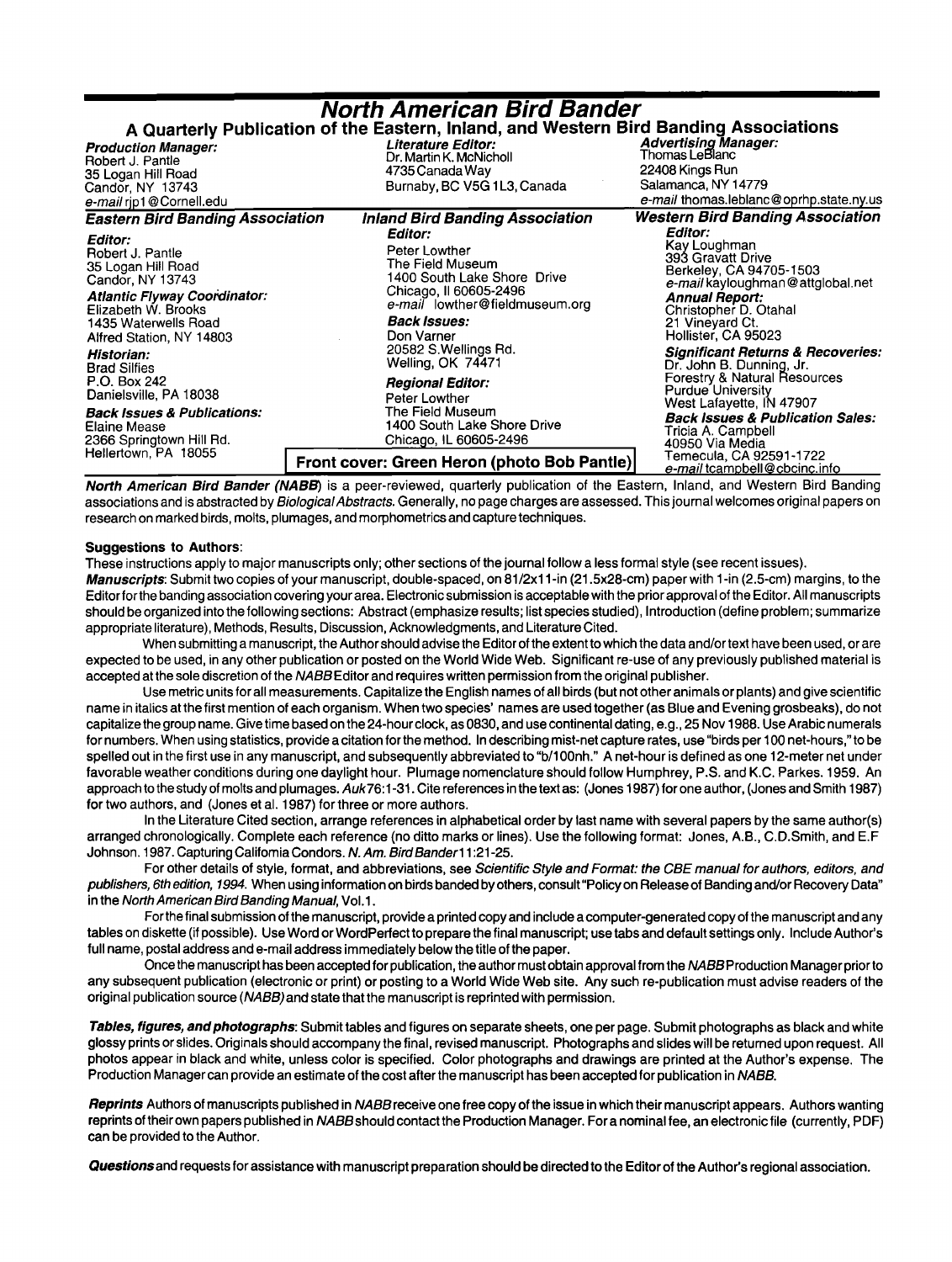# North American Bird Bander

## A Quarterly Publication of the Eastern, Inland, and Western Bird Banding Associations

***Production Manager:***
Robert J. Pantle
35 Logan Hill Road
Candor, NY 13743
*e-mail* rjp1@Cornell.edu

***Literature Editor:***
Dr. Martin K. McNicholl
4735 Canada Way
Burnaby, BC V5G 1L3, Canada

***Advertising Manager:***
Thomas LeBlanc
22408 Kings Run
Salamanca, NY 14779
*e-mail* thomas.leblanc@oprhp.state.ny.us

### Eastern Bird Banding Association

***Editor:***
Robert J. Pantle
35 Logan Hill Road
Candor, NY 13743

***Atlantic Flyway Coordinator:***
Elizabeth W. Brooks
1435 Waterwells Road
Alfred Station, NY 14803

***Historian:***
Brad Silfies
P.O. Box 242
Danielsville, PA 18038

***Back Issues & Publications:***
Elaine Mease
2366 Springtown Hill Rd.
Hellertown, PA 18055

### Inland Bird Banding Association

***Editor:***
Peter Lowther
The Field Museum
1400 South Lake Shore Drive
Chicago, Il 60605-2496
*e-mail* lowther@fieldmuseum.org

***Back Issues:***
Don Varner
20582 S.Wellings Rd.
Welling, OK 74471

***Regional Editor:***
Peter Lowther
The Field Museum
1400 South Lake Shore Drive
Chicago, IL 60605-2496

### Western Bird Banding Association

***Editor:***
Kay Loughman
393 Gravatt Drive
Berkeley, CA 94705-1503
*e-mail* kayloughman@attglobal.net

***Annual Report:***
Christopher D. Otahal
21 Vineyard Ct.
Hollister, CA 95023

***Significant Returns & Recoveries:***
Dr. John B. Dunning, Jr.
Forestry & Natural Resources
Purdue University
West Lafayette, IN 47907

***Back Issues & Publication Sales:***
Tricia A. Campbell
40950 Via Media
Temecula, CA 92591-1722
*e-mail* tcampbell@cbcinc.info

**Front cover: Green Heron (photo Bob Pantle)**

***North American Bird Bander (NABB)*** is a peer-reviewed, quarterly publication of the Eastern, Inland, and Western Bird Banding associations and is abstracted by *Biological Abstracts*. Generally, no page charges are assessed. This journal welcomes original papers on research on marked birds, molts, plumages, and morphometrics and capture techniques.

**Suggestions to Authors**:

These instructions apply to major manuscripts only; other sections of the journal follow a less formal style (see recent issues).

***Manuscripts***: Submit two copies of your manuscript, double-spaced, on 81/2x11-in (21.5x28-cm) paper with 1-in (2.5-cm) margins, to the Editor for the banding association covering your area. Electronic submission is acceptable with the prior approval of the Editor. All manuscripts should be organized into the following sections: Abstract (emphasize results; list species studied), Introduction (define problem; summarize appropriate literature), Methods, Results, Discussion, Acknowledgments, and Literature Cited.

When submitting a manuscript, the Author should advise the Editor of the extent to which the data and/or text have been used, or are expected to be used, in any other publication or posted on the World Wide Web. Significant re-use of any previously published material is accepted at the sole discretion of the *NABB* Editor and requires written permission from the original publisher.

Use metric units for all measurements. Capitalize the English names of all birds (but not other animals or plants) and give scientific name in italics at the first mention of each organism. When two species' names are used together (as Blue and Evening grosbeaks), do not capitalize the group name. Give time based on the 24-hour clock, as 0830, and use continental dating, e.g., 25 Nov 1988. Use Arabic numerals for numbers. When using statistics, provide a citation for the method. In describing mist-net capture rates, use "birds per 100 net-hours," to be spelled out in the first use in any manuscript, and subsequently abbreviated to "b/100nh." A net-hour is defined as one 12-meter net under favorable weather conditions during one daylight hour. Plumage nomenclature should follow Humphrey, P.S. and K.C. Parkes. 1959. An approach to the study of molts and plumages. *Auk* 76:1-31. Cite references in the text as: (Jones 1987) for one author, (Jones and Smith 1987) for two authors, and (Jones et al. 1987) for three or more authors.

In the Literature Cited section, arrange references in alphabetical order by last name with several papers by the same author(s) arranged chronologically. Complete each reference (no ditto marks or lines). Use the following format: Jones, A.B., C.D.Smith, and E.F Johnson. 1987. Capturing California Condors. *N. Am. Bird Bander* 11:21-25.

For other details of style, format, and abbreviations, see *Scientific Style and Format: the CBE manual for authors, editors, and publishers, 6th edition, 1994.* When using information on birds banded by others, consult "Policy on Release of Banding and/or Recovery Data" in the *North American Bird Banding Manual*, Vol.1.

For the final submission of the manuscript, provide a printed copy and include a computer-generated copy of the manuscript and any tables on diskette (if possible). Use Word or WordPerfect to prepare the final manuscript; use tabs and default settings only. Include Author's full name, postal address and e-mail address immediately below the title of the paper.

Once the manuscript has been accepted for publication, the author must obtain approval from the *NABB* Production Manager prior to any subsequent publication (electronic or print) or posting to a World Wide Web site. Any such re-publication must advise readers of the original publication source (*NABB)* and state that the manuscript is reprinted with permission.

***Tables, figures, and photographs***: Submit tables and figures on separate sheets, one per page. Submit photographs as black and white glossy prints or slides. Originals should accompany the final, revised manuscript. Photographs and slides will be returned upon request. All photos appear in black and white, unless color is specified. Color photographs and drawings are printed at the Author's expense. The Production Manager can provide an estimate of the cost after the manuscript has been accepted for publication in *NABB.*

***Reprints*** Authors of manuscripts published in *NABB* receive one free copy of the issue in which their manuscript appears. Authors wanting reprints of their own papers published in *NABB* should contact the Production Manager. For a nominal fee, an electronic file (currently, PDF) can be provided to the Author.

***Questions*** and requests for assistance with manuscript preparation should be directed to the Editor of the Author's regional association.